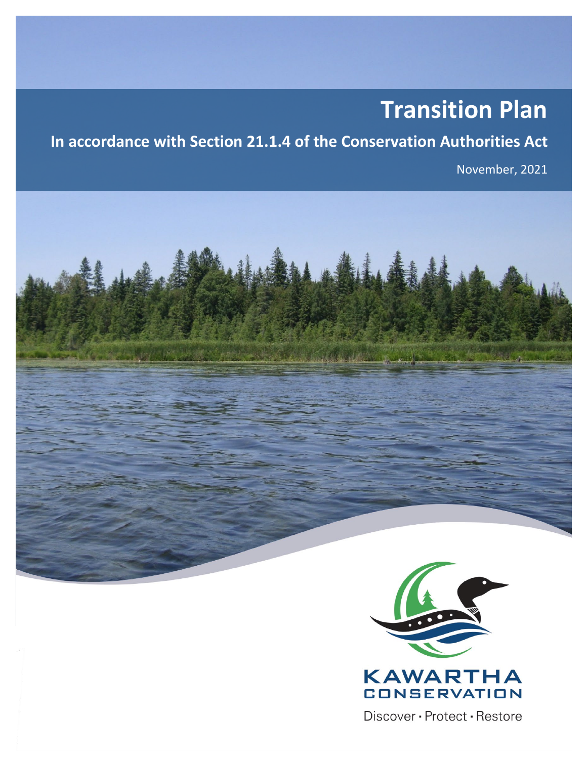# Transition Plan

## In accordance with Section 21.1.4 of the Conservation Authorities Act

November, 2021

KAWARTHA CONSERVATION

Discover · Protect · Restore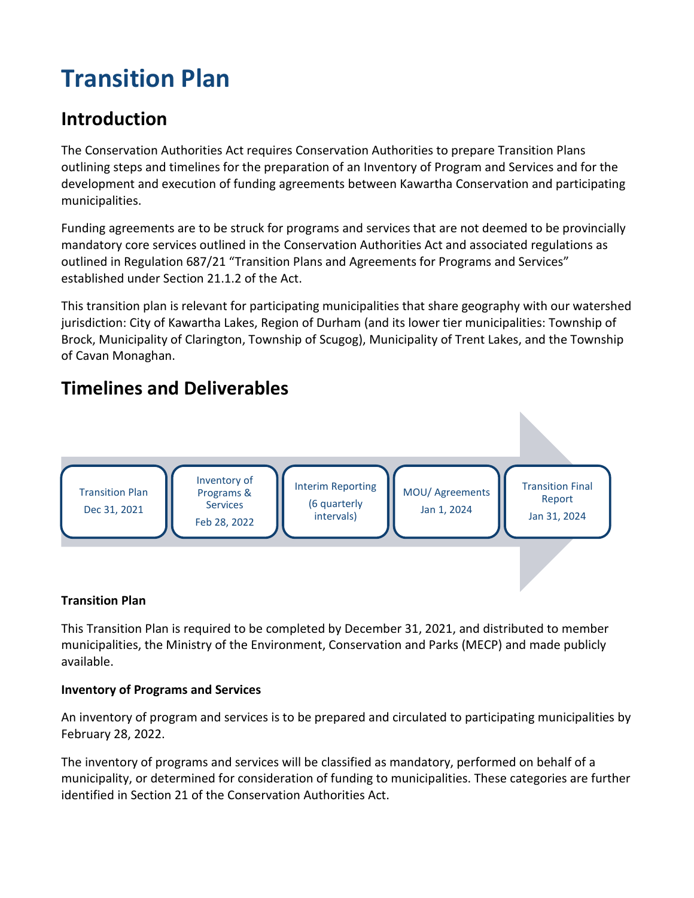# Transition Plan

## Introduction

The Conservation Authorities Act requires Conservation Authorities to prepare Transition Plans outlining steps and timelines for the preparation of an Inventory of Program and Services and for the development and execution of funding agreements between Kawartha Conservation and participating municipalities.

Funding agreements are to be struck for programs and services that are not deemed to be provincially mandatory core services outlined in the Conservation Authorities Act and associated regulations as outlined in Regulation 687/21 “Transition Plans and Agreements for Programs and Services” established under Section 21.1.2 of the Act.

This transition plan is relevant for participating municipalities that share geography with our watershed jurisdiction: City of Kawartha Lakes, Region of Durham (and its lower tier municipalities: Township of Brock, Municipality of Clarington, Township of Scugog), Municipality of Trent Lakes, and the Township of Cavan Monaghan.

## Timelines and Deliverables

| Transition Plan | Inventory of Programs & Services | Interim Reporting | MOU/ Agreements | Transition Final Report |
|---|---|---|---|---|
| Dec 31, 2021 | Feb 28, 2022 | (6 quarterly intervals) | Jan 1, 2024 | Jan 31, 2024 |

**Transition Plan**

This Transition Plan is required to be completed by December 31, 2021, and distributed to member municipalities, the Ministry of the Environment, Conservation and Parks (MECP) and made publicly available.

**Inventory of Programs and Services**

An inventory of program and services is to be prepared and circulated to participating municipalities by February 28, 2022.

The inventory of programs and services will be classified as mandatory, performed on behalf of a municipality, or determined for consideration of funding to municipalities. These categories are further identified in Section 21 of the Conservation Authorities Act.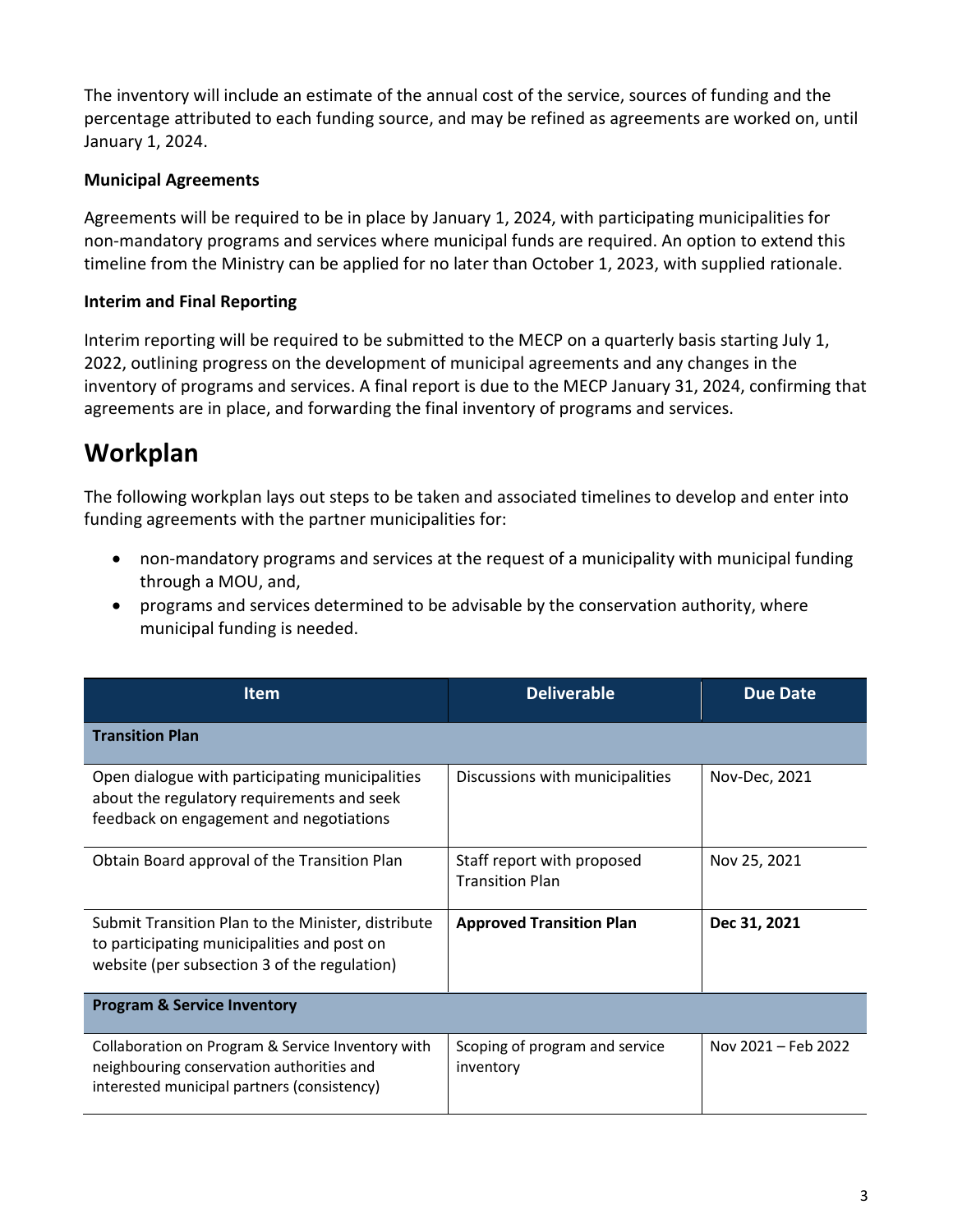The inventory will include an estimate of the annual cost of the service, sources of funding and the percentage attributed to each funding source, and may be refined as agreements are worked on, until January 1, 2024.

**Municipal Agreements**

Agreements will be required to be in place by January 1, 2024, with participating municipalities for non-mandatory programs and services where municipal funds are required. An option to extend this timeline from the Ministry can be applied for no later than October 1, 2023, with supplied rationale.

**Interim and Final Reporting**

Interim reporting will be required to be submitted to the MECP on a quarterly basis starting July 1, 2022, outlining progress on the development of municipal agreements and any changes in the inventory of programs and services. A final report is due to the MECP January 31, 2024, confirming that agreements are in place, and forwarding the final inventory of programs and services.

# Workplan

The following workplan lays out steps to be taken and associated timelines to develop and enter into funding agreements with the partner municipalities for:

- non-mandatory programs and services at the request of a municipality with municipal funding through a MOU, and,
- programs and services determined to be advisable by the conservation authority, where municipal funding is needed.

| Item | Deliverable | Due Date |
|---|---|---|
| **Transition Plan** | | |
| Open dialogue with participating municipalities about the regulatory requirements and seek feedback on engagement and negotiations | Discussions with municipalities | Nov-Dec, 2021 |
| Obtain Board approval of the Transition Plan | Staff report with proposed Transition Plan | Nov 25, 2021 |
| Submit Transition Plan to the Minister, distribute to participating municipalities and post on website (per subsection 3 of the regulation) | **Approved Transition Plan** | **Dec 31, 2021** |
| **Program & Service Inventory** | | |
| Collaboration on Program & Service Inventory with neighbouring conservation authorities and interested municipal partners (consistency) | Scoping of program and service inventory | Nov 2021 – Feb 2022 |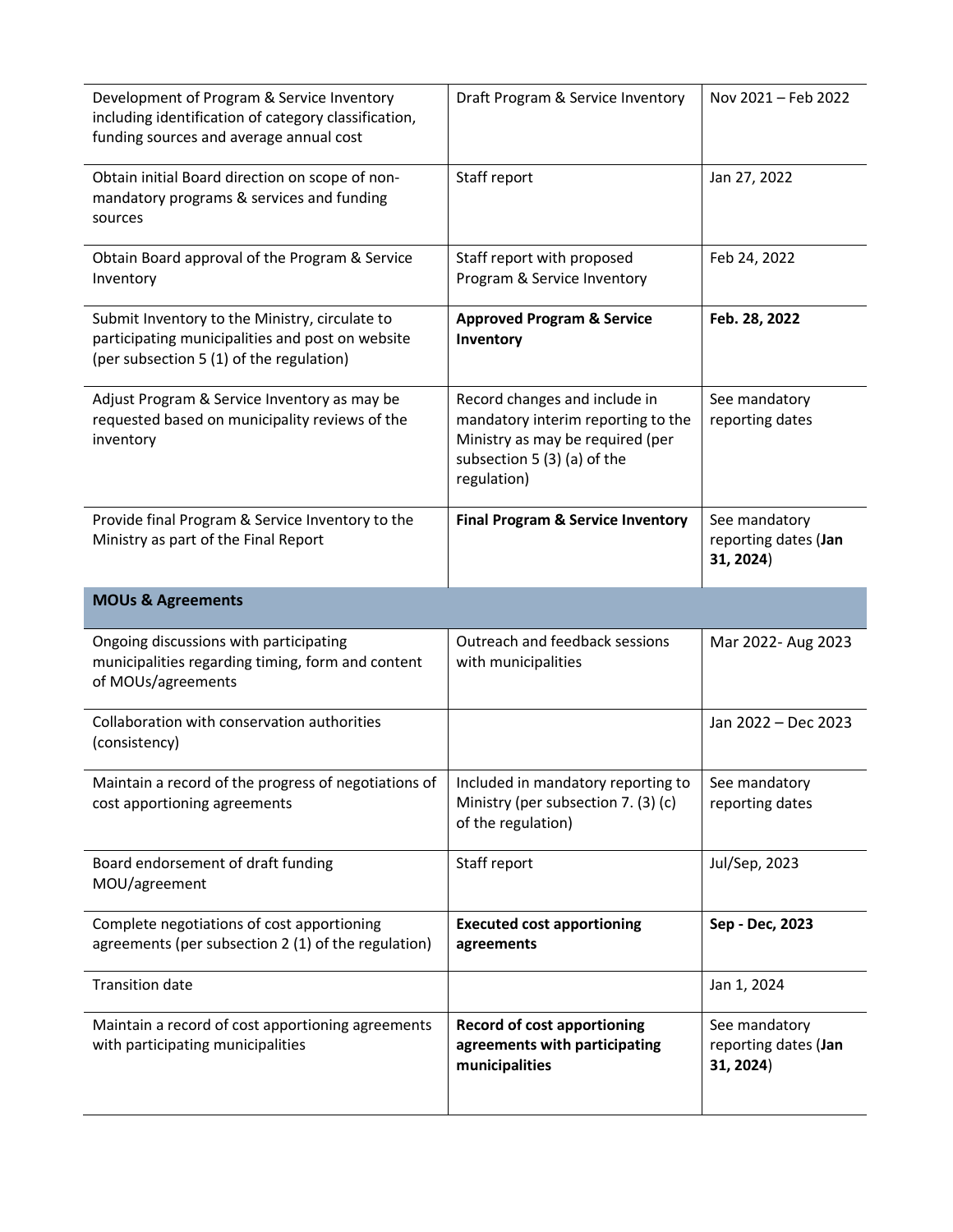| | | |
|---|---|---|
| Development of Program & Service Inventory including identification of category classification, funding sources and average annual cost | Draft Program & Service Inventory | Nov 2021 – Feb 2022 |
| Obtain initial Board direction on scope of non-mandatory programs & services and funding sources | Staff report | Jan 27, 2022 |
| Obtain Board approval of the Program & Service Inventory | Staff report with proposed Program & Service Inventory | Feb 24, 2022 |
| Submit Inventory to the Ministry, circulate to participating municipalities and post on website (per subsection 5 (1) of the regulation) | **Approved Program & Service Inventory** | **Feb. 28, 2022** |
| Adjust Program & Service Inventory as may be requested based on municipality reviews of the inventory | Record changes and include in mandatory interim reporting to the Ministry as may be required (per subsection 5 (3) (a) of the regulation) | See mandatory reporting dates |
| Provide final Program & Service Inventory to the Ministry as part of the Final Report | **Final Program & Service Inventory** | See mandatory reporting dates (**Jan 31, 2024**) |
| **MOUs & Agreements** | | |
| Ongoing discussions with participating municipalities regarding timing, form and content of MOUs/agreements | Outreach and feedback sessions with municipalities | Mar 2022- Aug 2023 |
| Collaboration with conservation authorities (consistency) | | Jan 2022 – Dec 2023 |
| Maintain a record of the progress of negotiations of cost apportioning agreements | Included in mandatory reporting to Ministry (per subsection 7. (3) (c) of the regulation) | See mandatory reporting dates |
| Board endorsement of draft funding MOU/agreement | Staff report | Jul/Sep, 2023 |
| Complete negotiations of cost apportioning agreements (per subsection 2 (1) of the regulation) | **Executed cost apportioning agreements** | **Sep - Dec, 2023** |
| Transition date | | Jan 1, 2024 |
| Maintain a record of cost apportioning agreements with participating municipalities | **Record of cost apportioning agreements with participating municipalities** | See mandatory reporting dates (**Jan 31, 2024**) |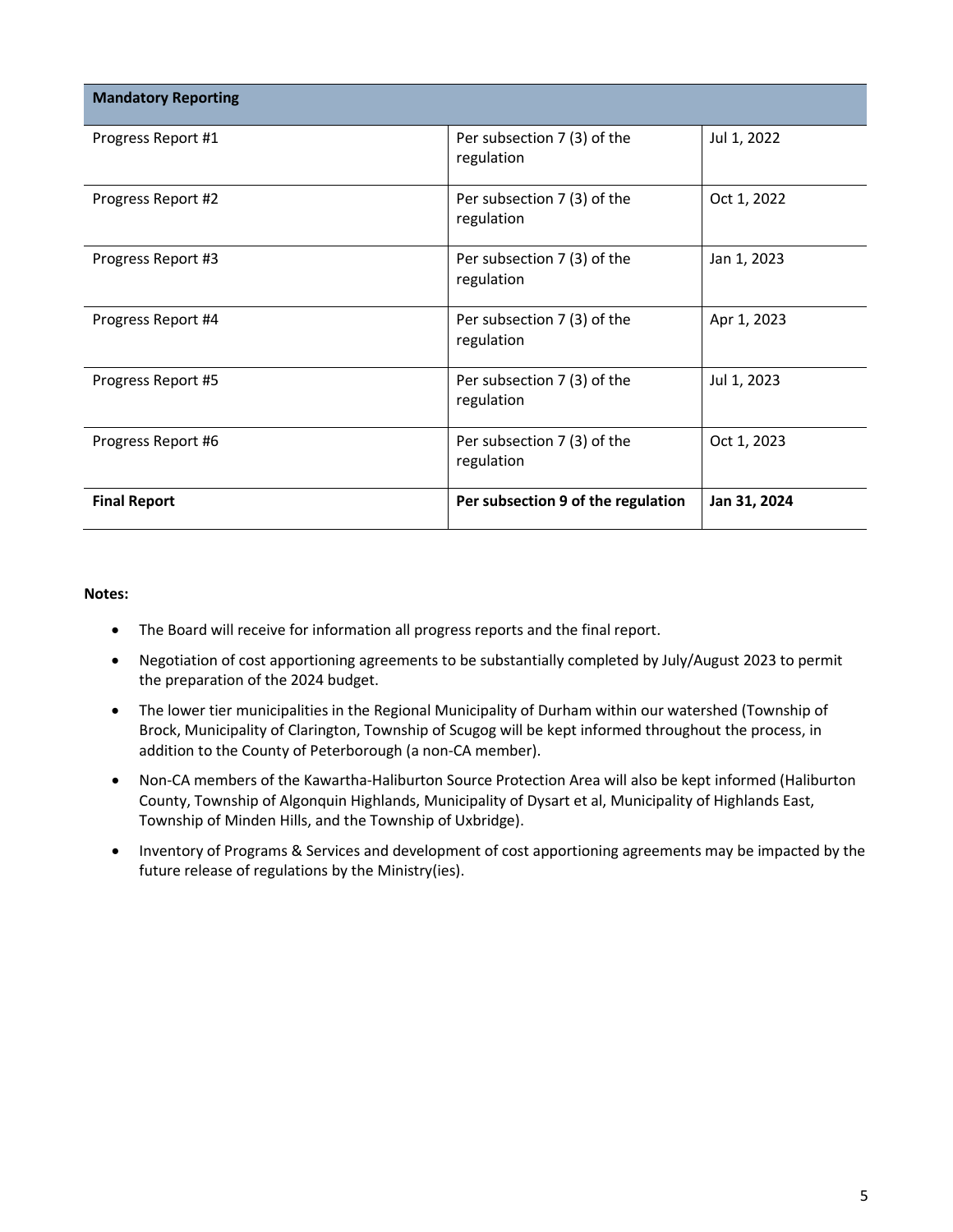| **Mandatory Reporting** | | |
|---|---|---|
| Progress Report #1 | Per subsection 7 (3) of the regulation | Jul 1, 2022 |
| Progress Report #2 | Per subsection 7 (3) of the regulation | Oct 1, 2022 |
| Progress Report #3 | Per subsection 7 (3) of the regulation | Jan 1, 2023 |
| Progress Report #4 | Per subsection 7 (3) of the regulation | Apr 1, 2023 |
| Progress Report #5 | Per subsection 7 (3) of the regulation | Jul 1, 2023 |
| Progress Report #6 | Per subsection 7 (3) of the regulation | Oct 1, 2023 |
| **Final Report** | **Per subsection 9 of the regulation** | **Jan 31, 2024** |

**Notes:**

- The Board will receive for information all progress reports and the final report.
- Negotiation of cost apportioning agreements to be substantially completed by July/August 2023 to permit the preparation of the 2024 budget.
- The lower tier municipalities in the Regional Municipality of Durham within our watershed (Township of Brock, Municipality of Clarington, Township of Scugog will be kept informed throughout the process, in addition to the County of Peterborough (a non-CA member).
- Non-CA members of the Kawartha-Haliburton Source Protection Area will also be kept informed (Haliburton County, Township of Algonquin Highlands, Municipality of Dysart et al, Municipality of Highlands East, Township of Minden Hills, and the Township of Uxbridge).
- Inventory of Programs & Services and development of cost apportioning agreements may be impacted by the future release of regulations by the Ministry(ies).